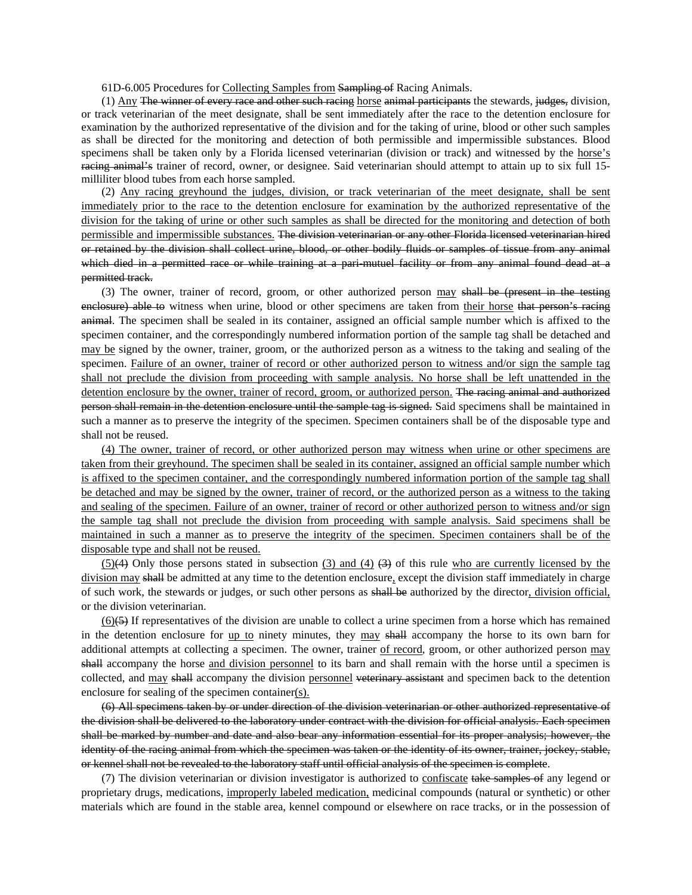61D-6.005 Procedures for <u>Collecting Samples from</u> ~~Sampling of~~ Racing Animals.

(1) <u>Any</u> ~~The winner of every race and other such racing~~ <u>horse</u> ~~animal participants~~ the stewards, ~~judges,~~ division, or track veterinarian of the meet designate, shall be sent immediately after the race to the detention enclosure for examination by the authorized representative of the division and for the taking of urine, blood or other such samples as shall be directed for the monitoring and detection of both permissible and impermissible substances. Blood specimens shall be taken only by a Florida licensed veterinarian (division or track) and witnessed by the <u>horse's</u> ~~racing animal's~~ trainer of record, owner, or designee. Said veterinarian should attempt to attain up to six full 15-milliliter blood tubes from each horse sampled.

(2) <u>Any racing greyhound the judges, division, or track veterinarian of the meet designate, shall be sent immediately prior to the race to the detention enclosure for examination by the authorized representative of the division for the taking of urine or other such samples as shall be directed for the monitoring and detection of both permissible and impermissible substances.</u> ~~The division veterinarian or any other Florida licensed veterinarian hired or retained by the division shall collect urine, blood, or other bodily fluids or samples of tissue from any animal which died in a permitted race or while training at a pari-mutuel facility or from any animal found dead at a permitted track.~~

(3) The owner, trainer of record, groom, or other authorized person <u>may</u> ~~shall be (present in the testing enclosure) able to~~ witness when urine, blood or other specimens are taken from <u>their horse</u> ~~that person's racing animal~~. The specimen shall be sealed in its container, assigned an official sample number which is affixed to the specimen container, and the correspondingly numbered information portion of the sample tag shall be detached and <u>may be</u> signed by the owner, trainer, groom, or the authorized person as a witness to the taking and sealing of the specimen. <u>Failure of an owner, trainer of record or other authorized person to witness and/or sign the sample tag shall not preclude the division from proceeding with sample analysis. No horse shall be left unattended in the detention enclosure by the owner, trainer of record, groom, or authorized person.</u> ~~The racing animal and authorized person shall remain in the detention enclosure until the sample tag is signed.~~ Said specimens shall be maintained in such a manner as to preserve the integrity of the specimen. Specimen containers shall be of the disposable type and shall not be reused.

<u>(4) The owner, trainer of record, or other authorized person may witness when urine or other specimens are taken from their greyhound. The specimen shall be sealed in its container, assigned an official sample number which is affixed to the specimen container, and the correspondingly numbered information portion of the sample tag shall be detached and may be signed by the owner, trainer of record, or the authorized person as a witness to the taking and sealing of the specimen. Failure of an owner, trainer of record or other authorized person to witness and/or sign the sample tag shall not preclude the division from proceeding with sample analysis. Said specimens shall be maintained in such a manner as to preserve the integrity of the specimen. Specimen containers shall be of the disposable type and shall not be reused.</u>

<u>(5)</u>~~(4)~~ Only those persons stated in subsection <u>(3) and (4)</u> ~~(3)~~ of this rule <u>who are currently licensed by the division may</u> ~~shall~~ be admitted at any time to the detention enclosure<u>,</u> except the division staff immediately in charge of such work, the stewards or judges, or such other persons as ~~shall be~~ authorized by the director<u>, division official,</u> or the division veterinarian.

<u>(6)</u>~~(5)~~ If representatives of the division are unable to collect a urine specimen from a horse which has remained in the detention enclosure for <u>up to</u> ninety minutes, they <u>may</u> ~~shall~~ accompany the horse to its own barn for additional attempts at collecting a specimen. The owner, trainer <u>of record</u>, groom, or other authorized person <u>may</u> ~~shall~~ accompany the horse <u>and division personnel</u> to its barn and shall remain with the horse until a specimen is collected, and <u>may</u> ~~shall~~ accompany the division <u>personnel</u> ~~veterinary assistant~~ and specimen back to the detention enclosure for sealing of the specimen container<u>(s).</u>

~~(6) All specimens taken by or under direction of the division veterinarian or other authorized representative of the division shall be delivered to the laboratory under contract with the division for official analysis. Each specimen shall be marked by number and date and also bear any information essential for its proper analysis; however, the identity of the racing animal from which the specimen was taken or the identity of its owner, trainer, jockey, stable, or kennel shall not be revealed to the laboratory staff until official analysis of the specimen is complete~~.

(7) The division veterinarian or division investigator is authorized to <u>confiscate</u> ~~take samples of~~ any legend or proprietary drugs, medications, <u>improperly labeled medication,</u> medicinal compounds (natural or synthetic) or other materials which are found in the stable area, kennel compound or elsewhere on race tracks, or in the possession of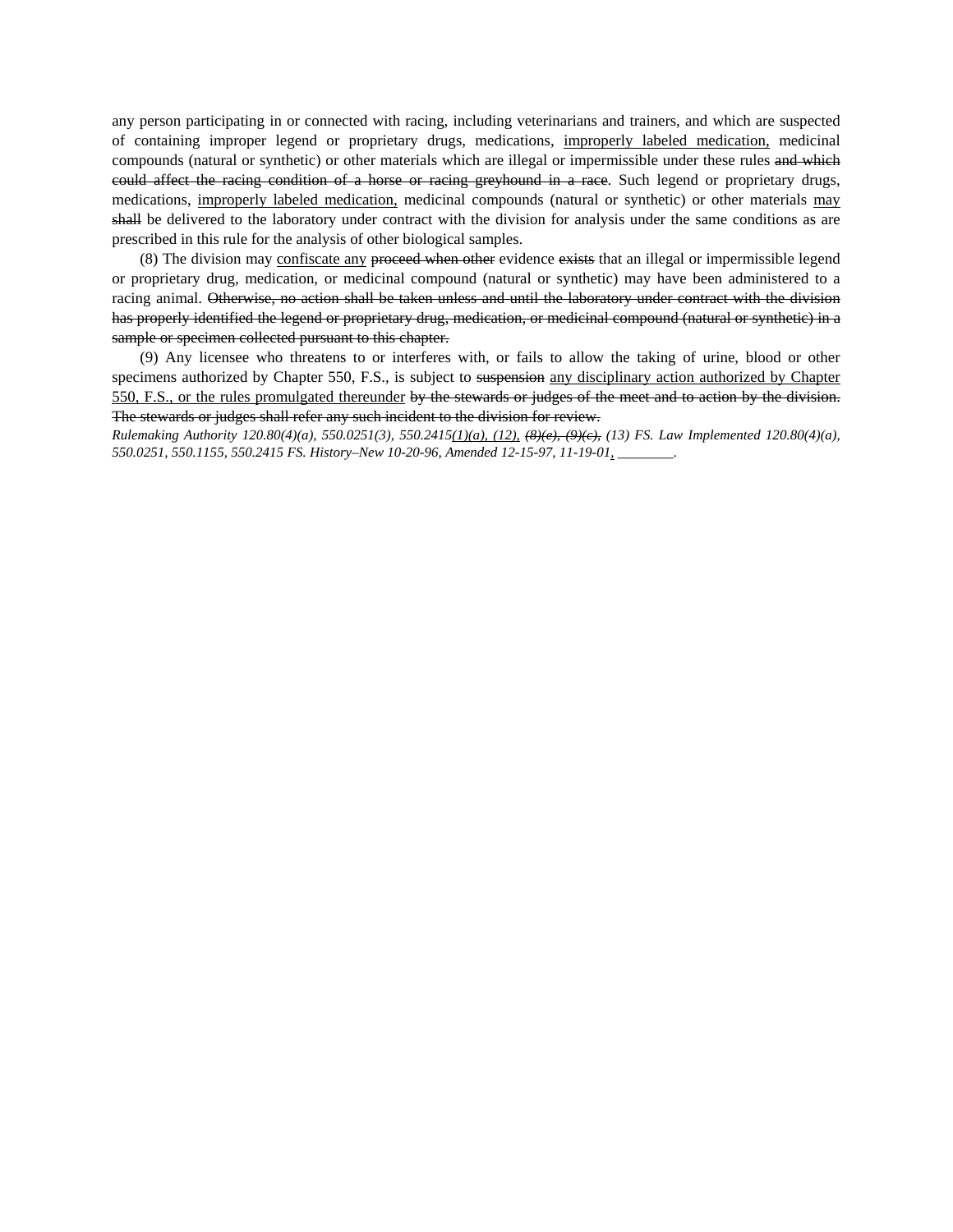any person participating in or connected with racing, including veterinarians and trainers, and which are suspected of containing improper legend or proprietary drugs, medications, <u>improperly labeled medication,</u> medicinal compounds (natural or synthetic) or other materials which are illegal or impermissible under these rules ~~and which could affect the racing condition of a horse or racing greyhound in a race~~. Such legend or proprietary drugs, medications, <u>improperly labeled medication,</u> medicinal compounds (natural or synthetic) or other materials <u>may</u> ~~shall~~ be delivered to the laboratory under contract with the division for analysis under the same conditions as are prescribed in this rule for the analysis of other biological samples.

(8) The division may <u>confiscate any</u> ~~proceed when other~~ evidence ~~exists~~ that an illegal or impermissible legend or proprietary drug, medication, or medicinal compound (natural or synthetic) may have been administered to a racing animal. ~~Otherwise, no action shall be taken unless and until the laboratory under contract with the division has properly identified the legend or proprietary drug, medication, or medicinal compound (natural or synthetic) in a sample or specimen collected pursuant to this chapter.~~

(9) Any licensee who threatens to or interferes with, or fails to allow the taking of urine, blood or other specimens authorized by Chapter 550, F.S., is subject to ~~suspension~~ <u>any disciplinary action authorized by Chapter 550, F.S., or the rules promulgated thereunder</u> ~~by the stewards or judges of the meet and to action by the division. The stewards or judges shall refer any such incident to the division for review.~~

*Rulemaking Authority 120.80(4)(a), 550.0251(3), 550.2415<u>(1)(a), (12),</u> ~~(8)(e), (9)(c),~~ (13) FS. Law Implemented 120.80(4)(a), 550.0251, 550.1155, 550.2415 FS. History–New 10-20-96, Amended 12-15-97, 11-19-01<u>,</u> ________.*